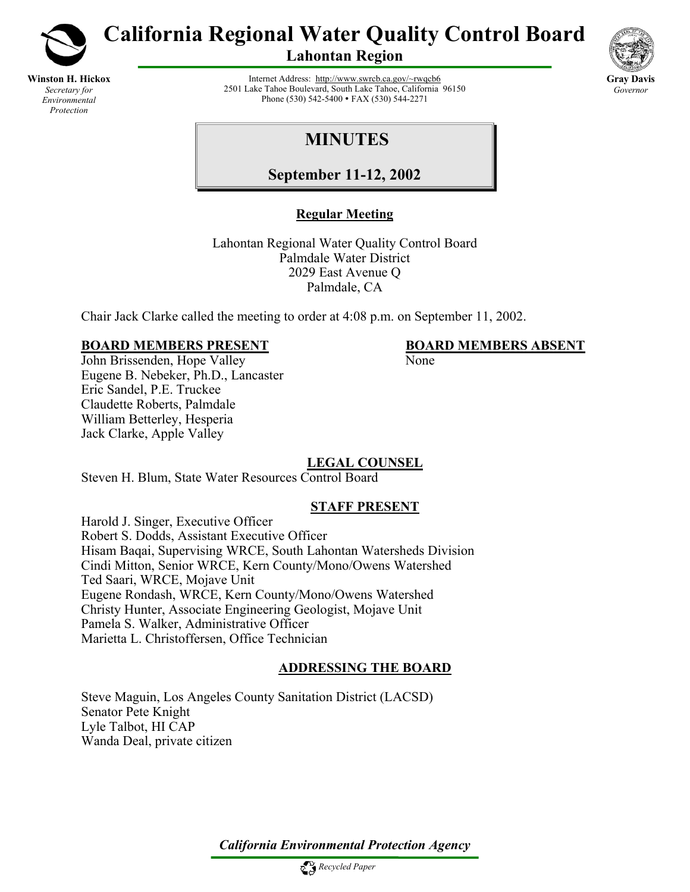# California Regional Water Quality Control Board

## Lahontan Region

**Winston H. Hickox**
*Secretary for Environmental Protection*

Internet Address: http://www.swrcb.ca.gov/~rwqcb6
2501 Lake Tahoe Boulevard, South Lake Tahoe, California 96150
Phone (530) 542-5400 • FAX (530) 544-2271

**Gray Davis**
*Governor*

# MINUTES

## September 11-12, 2002

### Regular Meeting

Lahontan Regional Water Quality Control Board
Palmdale Water District
2029 East Avenue Q
Palmdale, CA

Chair Jack Clarke called the meeting to order at 4:08 p.m. on September 11, 2002.

**BOARD MEMBERS PRESENT**

John Brissenden, Hope Valley
Eugene B. Nebeker, Ph.D., Lancaster
Eric Sandel, P.E. Truckee
Claudette Roberts, Palmdale
William Betterley, Hesperia
Jack Clarke, Apple Valley

**BOARD MEMBERS ABSENT**

None

**LEGAL COUNSEL**

Steven H. Blum, State Water Resources Control Board

**STAFF PRESENT**

Harold J. Singer, Executive Officer
Robert S. Dodds, Assistant Executive Officer
Hisam Baqai, Supervising WRCE, South Lahontan Watersheds Division
Cindi Mitton, Senior WRCE, Kern County/Mono/Owens Watershed
Ted Saari, WRCE, Mojave Unit
Eugene Rondash, WRCE, Kern County/Mono/Owens Watershed
Christy Hunter, Associate Engineering Geologist, Mojave Unit
Pamela S. Walker, Administrative Officer
Marietta L. Christoffersen, Office Technician

**ADDRESSING THE BOARD**

Steve Maguin, Los Angeles County Sanitation District (LACSD)
Senator Pete Knight
Lyle Talbot, HI CAP
Wanda Deal, private citizen

*California Environmental Protection Agency*

*Recycled Paper*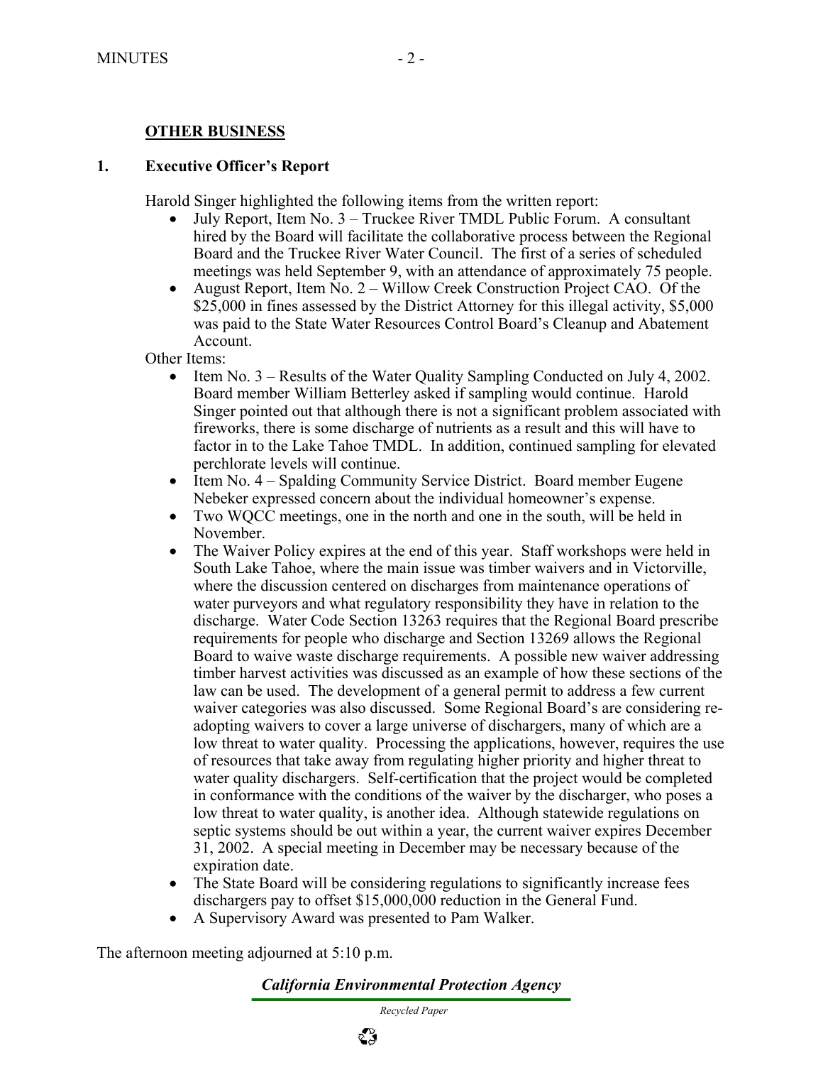## OTHER BUSINESS

### 1. Executive Officer's Report

Harold Singer highlighted the following items from the written report:

- July Report, Item No. 3 – Truckee River TMDL Public Forum. A consultant hired by the Board will facilitate the collaborative process between the Regional Board and the Truckee River Water Council. The first of a series of scheduled meetings was held September 9, with an attendance of approximately 75 people.
- August Report, Item No. 2 – Willow Creek Construction Project CAO. Of the $25,000 in fines assessed by the District Attorney for this illegal activity, $5,000 was paid to the State Water Resources Control Board's Cleanup and Abatement Account.

Other Items:

- Item No. 3 – Results of the Water Quality Sampling Conducted on July 4, 2002. Board member William Betterley asked if sampling would continue. Harold Singer pointed out that although there is not a significant problem associated with fireworks, there is some discharge of nutrients as a result and this will have to factor in to the Lake Tahoe TMDL. In addition, continued sampling for elevated perchlorate levels will continue.
- Item No. 4 – Spalding Community Service District. Board member Eugene Nebeker expressed concern about the individual homeowner's expense.
- Two WQCC meetings, one in the north and one in the south, will be held in November.
- The Waiver Policy expires at the end of this year. Staff workshops were held in South Lake Tahoe, where the main issue was timber waivers and in Victorville, where the discussion centered on discharges from maintenance operations of water purveyors and what regulatory responsibility they have in relation to the discharge. Water Code Section 13263 requires that the Regional Board prescribe requirements for people who discharge and Section 13269 allows the Regional Board to waive waste discharge requirements. A possible new waiver addressing timber harvest activities was discussed as an example of how these sections of the law can be used. The development of a general permit to address a few current waiver categories was also discussed. Some Regional Board's are considering re-adopting waivers to cover a large universe of dischargers, many of which are a low threat to water quality. Processing the applications, however, requires the use of resources that take away from regulating higher priority and higher threat to water quality dischargers. Self-certification that the project would be completed in conformance with the conditions of the waiver by the discharger, who poses a low threat to water quality, is another idea. Although statewide regulations on septic systems should be out within a year, the current waiver expires December 31, 2002. A special meeting in December may be necessary because of the expiration date.
- The State Board will be considering regulations to significantly increase fees dischargers pay to offset $15,000,000 reduction in the General Fund.
- A Supervisory Award was presented to Pam Walker.

The afternoon meeting adjourned at 5:10 p.m.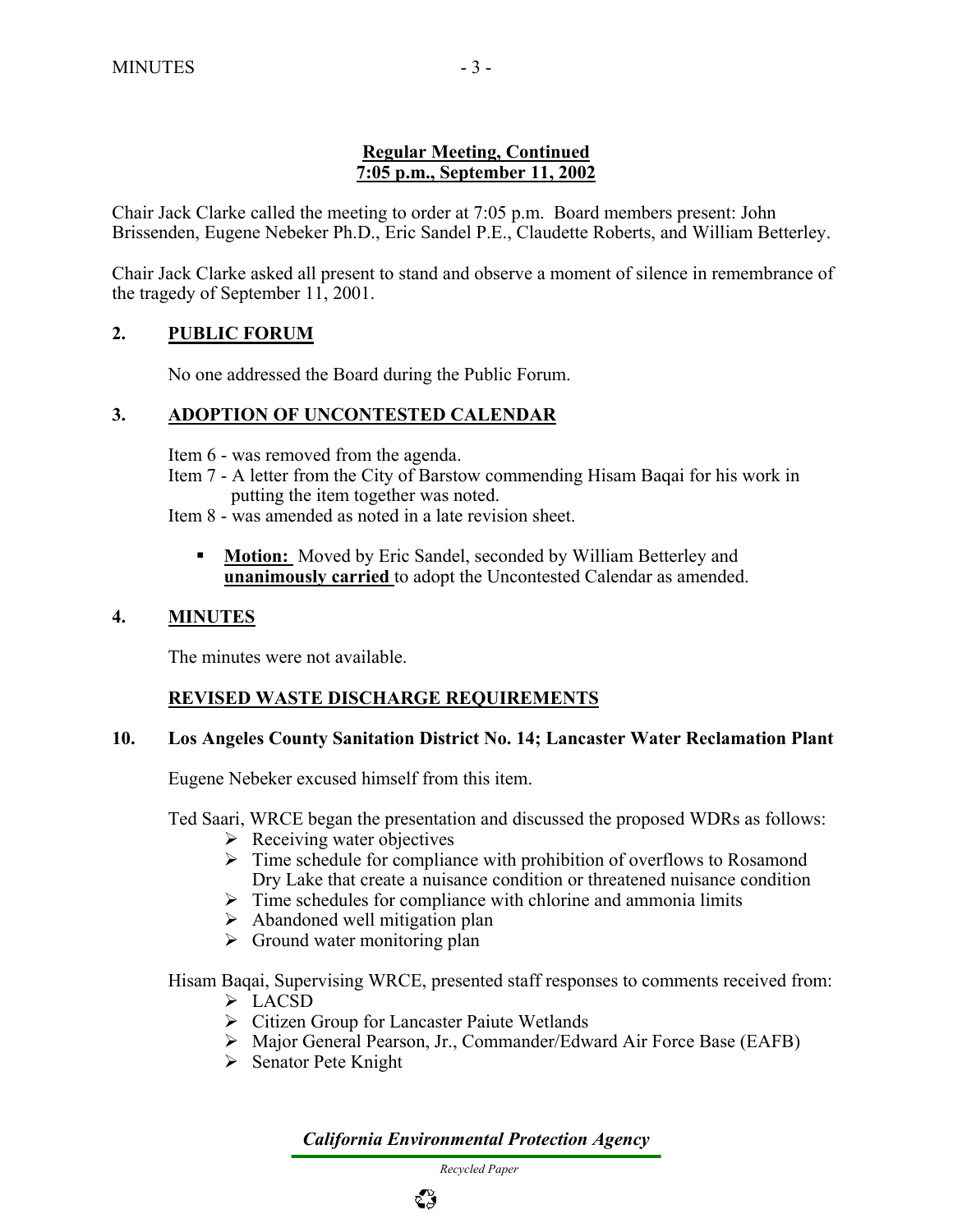**Regular Meeting, Continued**
**7:05 p.m., September 11, 2002**

Chair Jack Clarke called the meeting to order at 7:05 p.m. Board members present: John Brissenden, Eugene Nebeker Ph.D., Eric Sandel P.E., Claudette Roberts, and William Betterley.

Chair Jack Clarke asked all present to stand and observe a moment of silence in remembrance of the tragedy of September 11, 2001.

## 2. PUBLIC FORUM

No one addressed the Board during the Public Forum.

## 3. ADOPTION OF UNCONTESTED CALENDAR

Item 6 - was removed from the agenda.
Item 7 - A letter from the City of Barstow commending Hisam Baqai for his work in putting the item together was noted.
Item 8 - was amended as noted in a late revision sheet.

- **Motion:** Moved by Eric Sandel, seconded by William Betterley and **unanimously carried** to adopt the Uncontested Calendar as amended.

## 4. MINUTES

The minutes were not available.

## REVISED WASTE DISCHARGE REQUIREMENTS

### 10. Los Angeles County Sanitation District No. 14; Lancaster Water Reclamation Plant

Eugene Nebeker excused himself from this item.

Ted Saari, WRCE began the presentation and discussed the proposed WDRs as follows:

- Receiving water objectives
- Time schedule for compliance with prohibition of overflows to Rosamond Dry Lake that create a nuisance condition or threatened nuisance condition
- Time schedules for compliance with chlorine and ammonia limits
- Abandoned well mitigation plan
- Ground water monitoring plan

Hisam Baqai, Supervising WRCE, presented staff responses to comments received from:

- LACSD
- Citizen Group for Lancaster Paiute Wetlands
- Major General Pearson, Jr., Commander/Edward Air Force Base (EAFB)
- Senator Pete Knight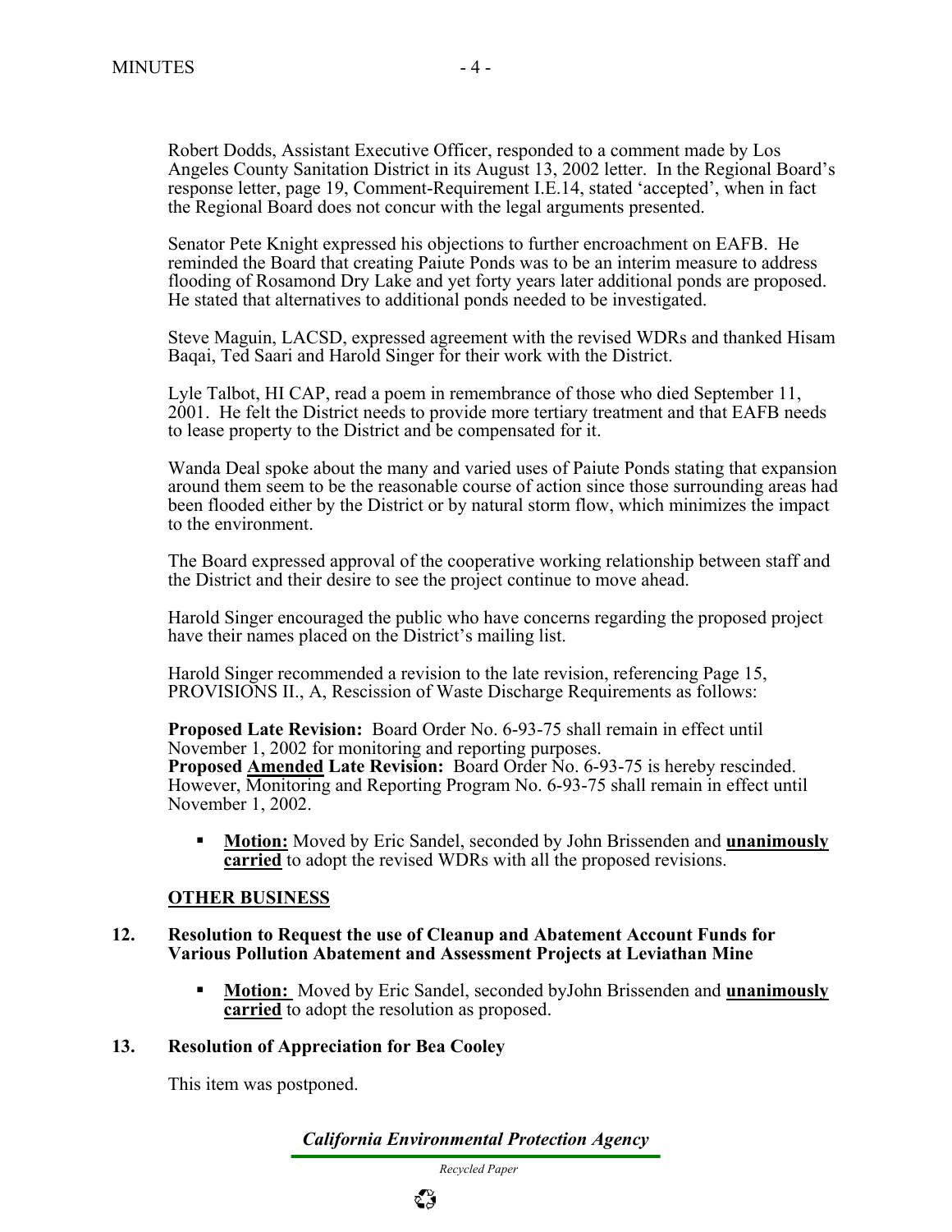Robert Dodds, Assistant Executive Officer, responded to a comment made by Los Angeles County Sanitation District in its August 13, 2002 letter. In the Regional Board's response letter, page 19, Comment-Requirement I.E.14, stated 'accepted', when in fact the Regional Board does not concur with the legal arguments presented.

Senator Pete Knight expressed his objections to further encroachment on EAFB. He reminded the Board that creating Paiute Ponds was to be an interim measure to address flooding of Rosamond Dry Lake and yet forty years later additional ponds are proposed. He stated that alternatives to additional ponds needed to be investigated.

Steve Maguin, LACSD, expressed agreement with the revised WDRs and thanked Hisam Baqai, Ted Saari and Harold Singer for their work with the District.

Lyle Talbot, HI CAP, read a poem in remembrance of those who died September 11, 2001. He felt the District needs to provide more tertiary treatment and that EAFB needs to lease property to the District and be compensated for it.

Wanda Deal spoke about the many and varied uses of Paiute Ponds stating that expansion around them seem to be the reasonable course of action since those surrounding areas had been flooded either by the District or by natural storm flow, which minimizes the impact to the environment.

The Board expressed approval of the cooperative working relationship between staff and the District and their desire to see the project continue to move ahead.

Harold Singer encouraged the public who have concerns regarding the proposed project have their names placed on the District's mailing list.

Harold Singer recommended a revision to the late revision, referencing Page 15, PROVISIONS II., A, Rescission of Waste Discharge Requirements as follows:

**Proposed Late Revision:** Board Order No. 6-93-75 shall remain in effect until November 1, 2002 for monitoring and reporting purposes.
**Proposed <u>Amended</u> Late Revision:** Board Order No. 6-93-75 is hereby rescinded. However, Monitoring and Reporting Program No. 6-93-75 shall remain in effect until November 1, 2002.

- **<u>Motion:</u>** Moved by Eric Sandel, seconded by John Brissenden and **<u>unanimously carried</u>** to adopt the revised WDRs with all the proposed revisions.

**<u>OTHER BUSINESS</u>**

**12. Resolution to Request the use of Cleanup and Abatement Account Funds for Various Pollution Abatement and Assessment Projects at Leviathan Mine**

- **<u>Motion:</u>** Moved by Eric Sandel, seconded byJohn Brissenden and **<u>unanimously carried</u>** to adopt the resolution as proposed.

**13. Resolution of Appreciation for Bea Cooley**

This item was postponed.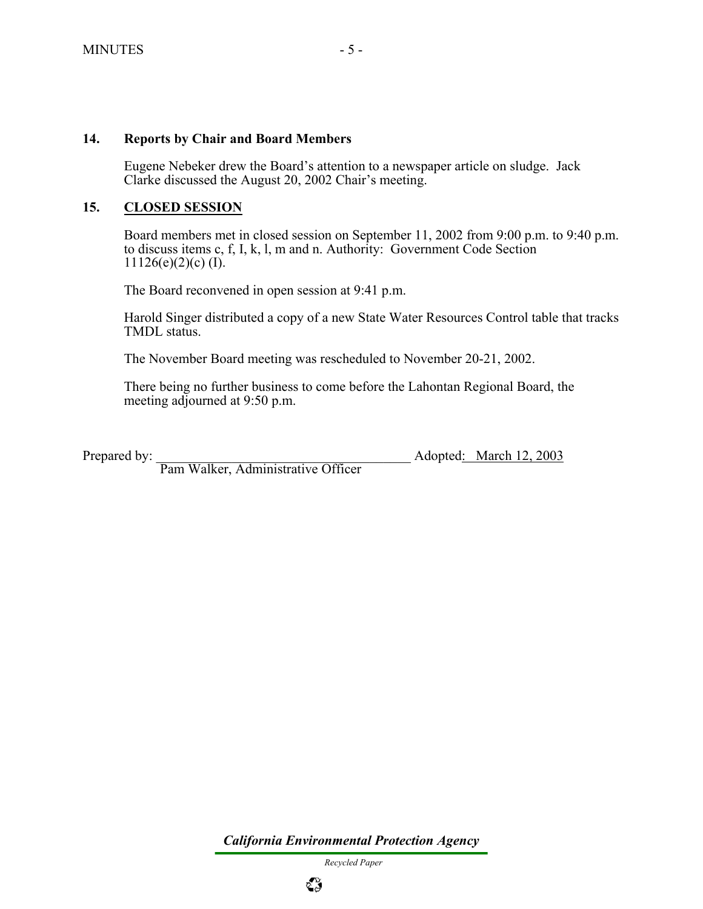### 14. Reports by Chair and Board Members

Eugene Nebeker drew the Board's attention to a newspaper article on sludge. Jack Clarke discussed the August 20, 2002 Chair's meeting.

### 15. CLOSED SESSION

Board members met in closed session on September 11, 2002 from 9:00 p.m. to 9:40 p.m. to discuss items c, f, I, k, l, m and n. Authority: Government Code Section 11126(e)(2)(c) (I).

The Board reconvened in open session at 9:41 p.m.

Harold Singer distributed a copy of a new State Water Resources Control table that tracks TMDL status.

The November Board meeting was rescheduled to November 20-21, 2002.

There being no further business to come before the Lahontan Regional Board, the meeting adjourned at 9:50 p.m.

Prepared by: ______________________________ Adopted: March 12, 2003
Pam Walker, Administrative Officer

*California Environmental Protection Agency*

*Recycled Paper*